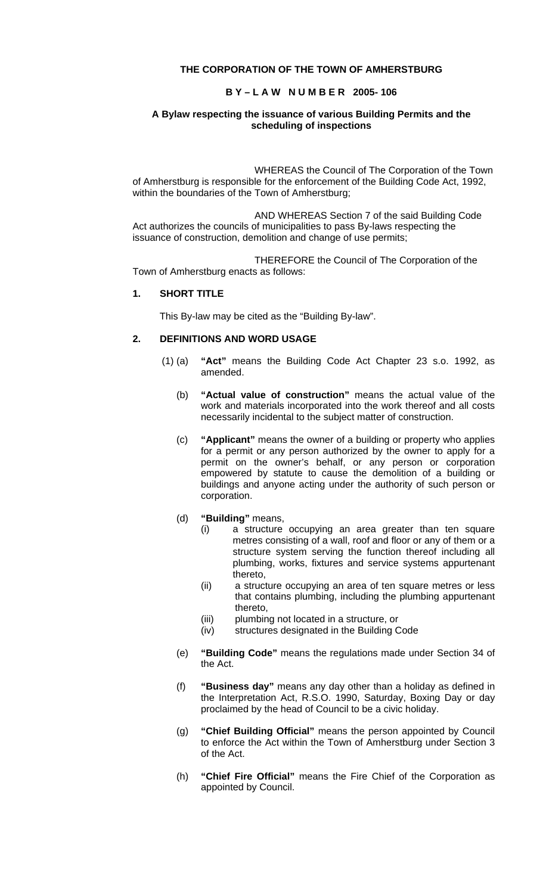**THE CORPORATION OF THE TOWN OF AMHERSTBURG**

**B Y – L A W N U M B E R 2005- 106**

**A Bylaw respecting the issuance of various Building Permits and the scheduling of inspections**

WHEREAS the Council of The Corporation of the Town of Amherstburg is responsible for the enforcement of the Building Code Act, 1992, within the boundaries of the Town of Amherstburg;

AND WHEREAS Section 7 of the said Building Code Act authorizes the councils of municipalities to pass By-laws respecting the issuance of construction, demolition and change of use permits;

THEREFORE the Council of The Corporation of the Town of Amherstburg enacts as follows:

## 1. SHORT TITLE

This By-law may be cited as the "Building By-law".

## 2. DEFINITIONS AND WORD USAGE

(1) (a) **"Act"** means the Building Code Act Chapter 23 s.o. 1992, as amended.

(b) **"Actual value of construction"** means the actual value of the work and materials incorporated into the work thereof and all costs necessarily incidental to the subject matter of construction.

(c) **"Applicant"** means the owner of a building or property who applies for a permit or any person authorized by the owner to apply for a permit on the owner's behalf, or any person or corporation empowered by statute to cause the demolition of a building or buildings and anyone acting under the authority of such person or corporation.

(d) **"Building"** means,

- (i) a structure occupying an area greater than ten square metres consisting of a wall, roof and floor or any of them or a structure system serving the function thereof including all plumbing, works, fixtures and service systems appurtenant thereto,
- (ii) a structure occupying an area of ten square metres or less that contains plumbing, including the plumbing appurtenant thereto,
- (iii) plumbing not located in a structure, or
- (iv) structures designated in the Building Code

(e) **"Building Code"** means the regulations made under Section 34 of the Act.

(f) **"Business day"** means any day other than a holiday as defined in the Interpretation Act, R.S.O. 1990, Saturday, Boxing Day or day proclaimed by the head of Council to be a civic holiday.

(g) **"Chief Building Official"** means the person appointed by Council to enforce the Act within the Town of Amherstburg under Section 3 of the Act.

(h) **"Chief Fire Official"** means the Fire Chief of the Corporation as appointed by Council.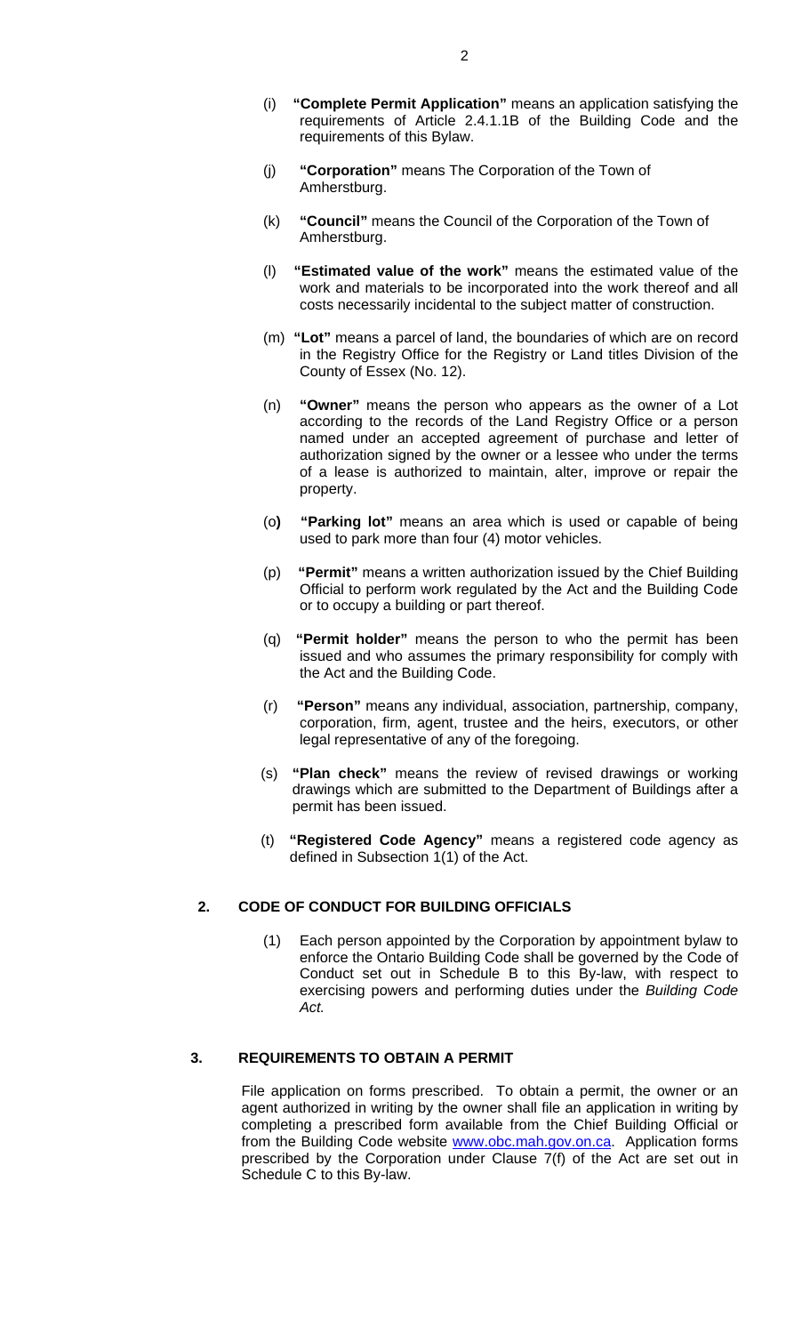(i) **"Complete Permit Application"** means an application satisfying the requirements of Article 2.4.1.1B of the Building Code and the requirements of this Bylaw.

(j) **"Corporation"** means The Corporation of the Town of Amherstburg.

(k) **"Council"** means the Council of the Corporation of the Town of Amherstburg.

(l) **"Estimated value of the work"** means the estimated value of the work and materials to be incorporated into the work thereof and all costs necessarily incidental to the subject matter of construction.

(m) **"Lot"** means a parcel of land, the boundaries of which are on record in the Registry Office for the Registry or Land titles Division of the County of Essex (No. 12).

(n) **"Owner"** means the person who appears as the owner of a Lot according to the records of the Land Registry Office or a person named under an accepted agreement of purchase and letter of authorization signed by the owner or a lessee who under the terms of a lease is authorized to maintain, alter, improve or repair the property.

(o) **"Parking lot"** means an area which is used or capable of being used to park more than four (4) motor vehicles.

(p) **"Permit"** means a written authorization issued by the Chief Building Official to perform work regulated by the Act and the Building Code or to occupy a building or part thereof.

(q) **"Permit holder"** means the person to who the permit has been issued and who assumes the primary responsibility for comply with the Act and the Building Code.

(r) **"Person"** means any individual, association, partnership, company, corporation, firm, agent, trustee and the heirs, executors, or other legal representative of any of the foregoing.

(s) **"Plan check"** means the review of revised drawings or working drawings which are submitted to the Department of Buildings after a permit has been issued.

(t) **"Registered Code Agency"** means a registered code agency as defined in Subsection 1(1) of the Act.

## 2. CODE OF CONDUCT FOR BUILDING OFFICIALS

(1) Each person appointed by the Corporation by appointment bylaw to enforce the Ontario Building Code shall be governed by the Code of Conduct set out in Schedule B to this By-law, with respect to exercising powers and performing duties under the *Building Code Act.*

## 3. REQUIREMENTS TO OBTAIN A PERMIT

File application on forms prescribed. To obtain a permit, the owner or an agent authorized in writing by the owner shall file an application in writing by completing a prescribed form available from the Chief Building Official or from the Building Code website www.obc.mah.gov.on.ca. Application forms prescribed by the Corporation under Clause 7(f) of the Act are set out in Schedule C to this By-law.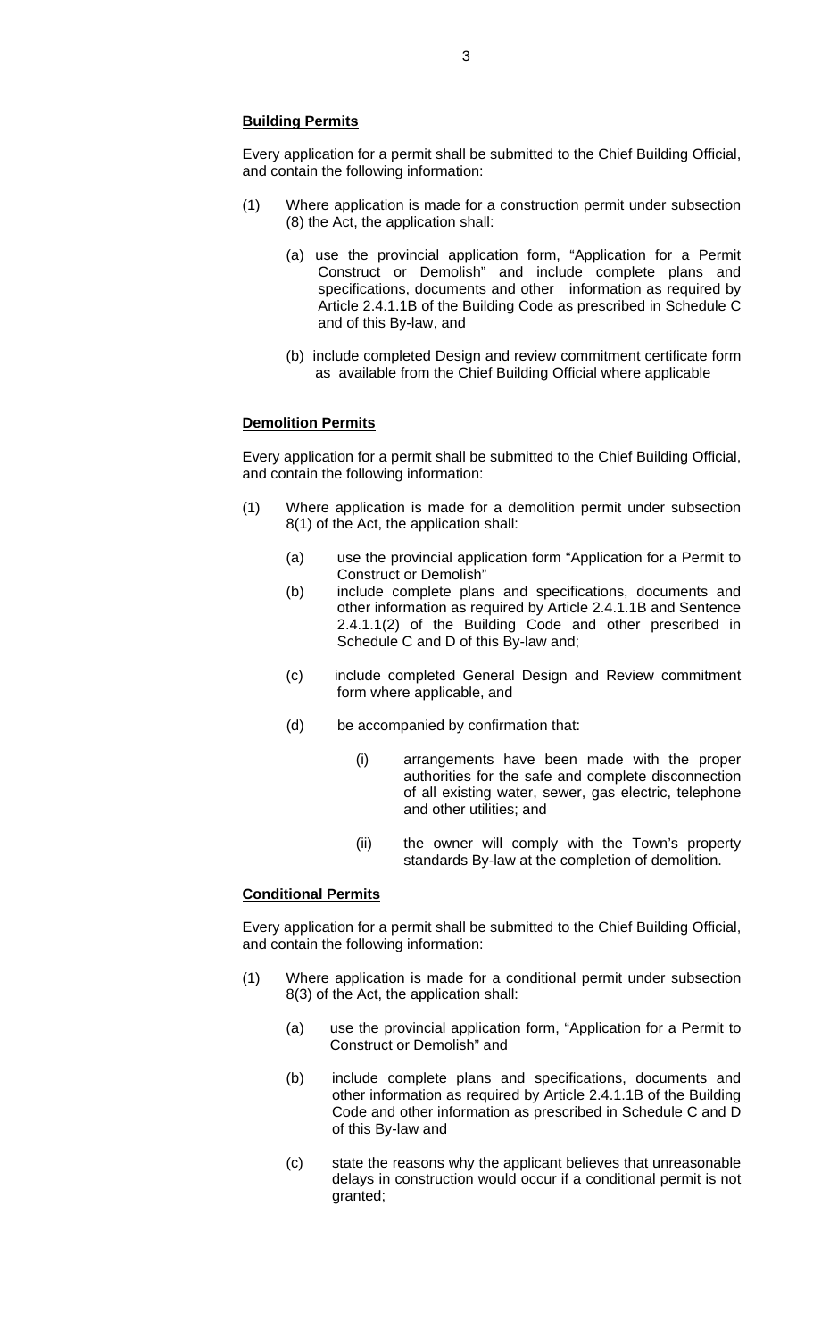**Building Permits**

Every application for a permit shall be submitted to the Chief Building Official, and contain the following information:

(1) Where application is made for a construction permit under subsection (8) the Act, the application shall:

(a) use the provincial application form, "Application for a Permit Construct or Demolish" and include complete plans and specifications, documents and other information as required by Article 2.4.1.1B of the Building Code as prescribed in Schedule C and of this By-law, and

(b) include completed Design and review commitment certificate form as available from the Chief Building Official where applicable

**Demolition Permits**

Every application for a permit shall be submitted to the Chief Building Official, and contain the following information:

(1) Where application is made for a demolition permit under subsection 8(1) of the Act, the application shall:

(a) use the provincial application form "Application for a Permit to Construct or Demolish"

(b) include complete plans and specifications, documents and other information as required by Article 2.4.1.1B and Sentence 2.4.1.1(2) of the Building Code and other prescribed in Schedule C and D of this By-law and;

(c) include completed General Design and Review commitment form where applicable, and

(d) be accompanied by confirmation that:

(i) arrangements have been made with the proper authorities for the safe and complete disconnection of all existing water, sewer, gas electric, telephone and other utilities; and

(ii) the owner will comply with the Town's property standards By-law at the completion of demolition.

**Conditional Permits**

Every application for a permit shall be submitted to the Chief Building Official, and contain the following information:

(1) Where application is made for a conditional permit under subsection 8(3) of the Act, the application shall:

(a) use the provincial application form, "Application for a Permit to Construct or Demolish" and

(b) include complete plans and specifications, documents and other information as required by Article 2.4.1.1B of the Building Code and other information as prescribed in Schedule C and D of this By-law and

(c) state the reasons why the applicant believes that unreasonable delays in construction would occur if a conditional permit is not granted;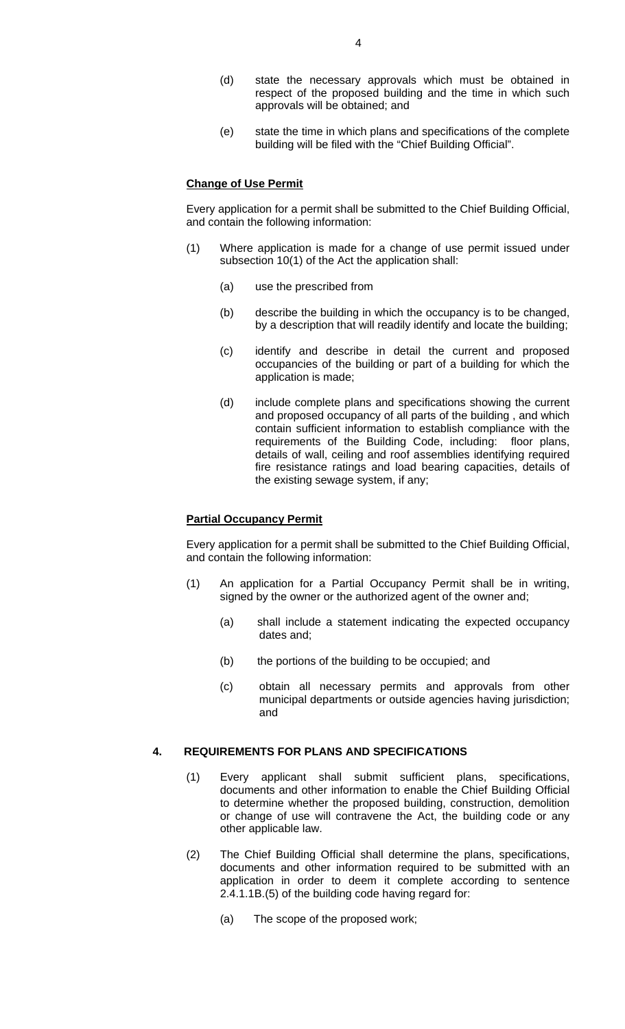(d) state the necessary approvals which must be obtained in respect of the proposed building and the time in which such approvals will be obtained; and

(e) state the time in which plans and specifications of the complete building will be filed with the "Chief Building Official".

**Change of Use Permit**

Every application for a permit shall be submitted to the Chief Building Official, and contain the following information:

(1) Where application is made for a change of use permit issued under subsection 10(1) of the Act the application shall:

(a) use the prescribed from

(b) describe the building in which the occupancy is to be changed, by a description that will readily identify and locate the building;

(c) identify and describe in detail the current and proposed occupancies of the building or part of a building for which the application is made;

(d) include complete plans and specifications showing the current and proposed occupancy of all parts of the building , and which contain sufficient information to establish compliance with the requirements of the Building Code, including: floor plans, details of wall, ceiling and roof assemblies identifying required fire resistance ratings and load bearing capacities, details of the existing sewage system, if any;

**Partial Occupancy Permit**

Every application for a permit shall be submitted to the Chief Building Official, and contain the following information:

(1) An application for a Partial Occupancy Permit shall be in writing, signed by the owner or the authorized agent of the owner and;

(a) shall include a statement indicating the expected occupancy dates and;

(b) the portions of the building to be occupied; and

(c) obtain all necessary permits and approvals from other municipal departments or outside agencies having jurisdiction; and

## 4. REQUIREMENTS FOR PLANS AND SPECIFICATIONS

(1) Every applicant shall submit sufficient plans, specifications, documents and other information to enable the Chief Building Official to determine whether the proposed building, construction, demolition or change of use will contravene the Act, the building code or any other applicable law.

(2) The Chief Building Official shall determine the plans, specifications, documents and other information required to be submitted with an application in order to deem it complete according to sentence 2.4.1.1B.(5) of the building code having regard for:

(a) The scope of the proposed work;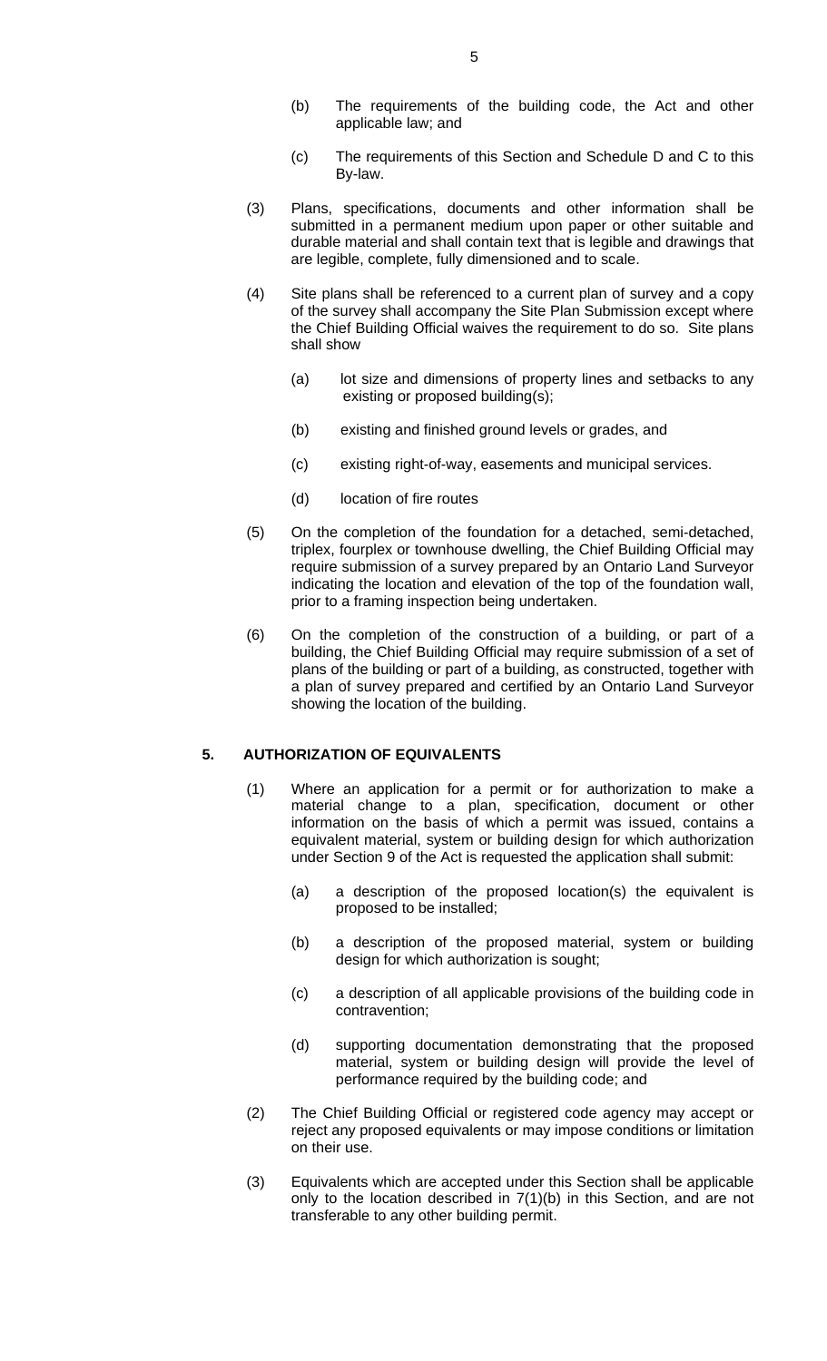(b) The requirements of the building code, the Act and other applicable law; and

(c) The requirements of this Section and Schedule D and C to this By-law.

(3) Plans, specifications, documents and other information shall be submitted in a permanent medium upon paper or other suitable and durable material and shall contain text that is legible and drawings that are legible, complete, fully dimensioned and to scale.

(4) Site plans shall be referenced to a current plan of survey and a copy of the survey shall accompany the Site Plan Submission except where the Chief Building Official waives the requirement to do so. Site plans shall show

(a) lot size and dimensions of property lines and setbacks to any existing or proposed building(s);

(b) existing and finished ground levels or grades, and

(c) existing right-of-way, easements and municipal services.

(d) location of fire routes

(5) On the completion of the foundation for a detached, semi-detached, triplex, fourplex or townhouse dwelling, the Chief Building Official may require submission of a survey prepared by an Ontario Land Surveyor indicating the location and elevation of the top of the foundation wall, prior to a framing inspection being undertaken.

(6) On the completion of the construction of a building, or part of a building, the Chief Building Official may require submission of a set of plans of the building or part of a building, as constructed, together with a plan of survey prepared and certified by an Ontario Land Surveyor showing the location of the building.

## 5. AUTHORIZATION OF EQUIVALENTS

(1) Where an application for a permit or for authorization to make a material change to a plan, specification, document or other information on the basis of which a permit was issued, contains a equivalent material, system or building design for which authorization under Section 9 of the Act is requested the application shall submit:

(a) a description of the proposed location(s) the equivalent is proposed to be installed;

(b) a description of the proposed material, system or building design for which authorization is sought;

(c) a description of all applicable provisions of the building code in contravention;

(d) supporting documentation demonstrating that the proposed material, system or building design will provide the level of performance required by the building code; and

(2) The Chief Building Official or registered code agency may accept or reject any proposed equivalents or may impose conditions or limitation on their use.

(3) Equivalents which are accepted under this Section shall be applicable only to the location described in 7(1)(b) in this Section, and are not transferable to any other building permit.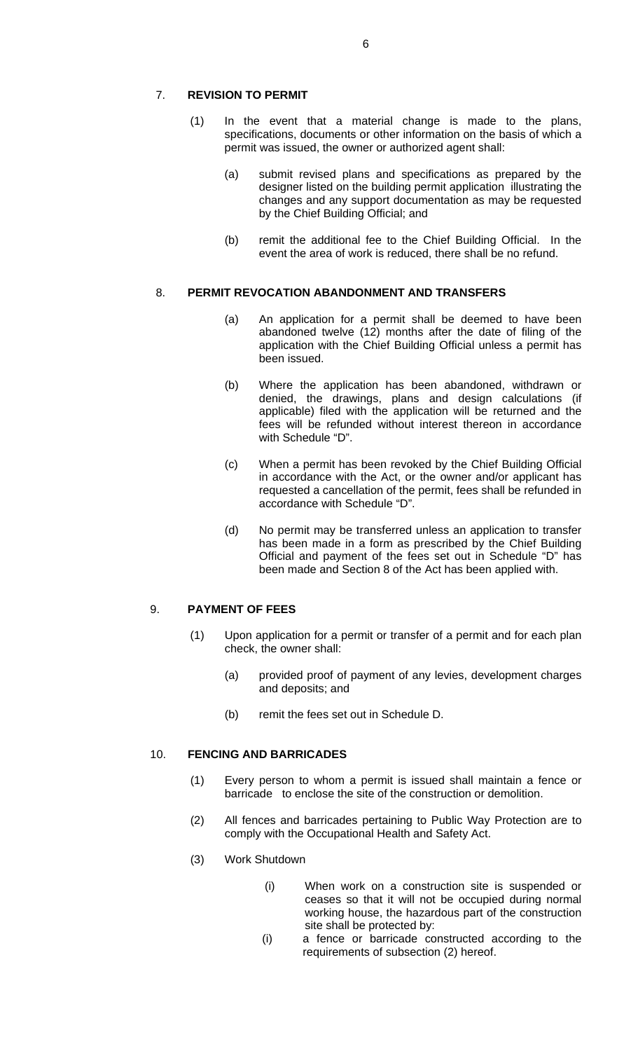## 7. REVISION TO PERMIT

(1) In the event that a material change is made to the plans, specifications, documents or other information on the basis of which a permit was issued, the owner or authorized agent shall:

(a) submit revised plans and specifications as prepared by the designer listed on the building permit application illustrating the changes and any support documentation as may be requested by the Chief Building Official; and

(b) remit the additional fee to the Chief Building Official. In the event the area of work is reduced, there shall be no refund.

## 8. PERMIT REVOCATION ABANDONMENT AND TRANSFERS

(a) An application for a permit shall be deemed to have been abandoned twelve (12) months after the date of filing of the application with the Chief Building Official unless a permit has been issued.

(b) Where the application has been abandoned, withdrawn or denied, the drawings, plans and design calculations (if applicable) filed with the application will be returned and the fees will be refunded without interest thereon in accordance with Schedule "D".

(c) When a permit has been revoked by the Chief Building Official in accordance with the Act, or the owner and/or applicant has requested a cancellation of the permit, fees shall be refunded in accordance with Schedule "D".

(d) No permit may be transferred unless an application to transfer has been made in a form as prescribed by the Chief Building Official and payment of the fees set out in Schedule "D" has been made and Section 8 of the Act has been applied with.

## 9. PAYMENT OF FEES

(1) Upon application for a permit or transfer of a permit and for each plan check, the owner shall:

(a) provided proof of payment of any levies, development charges and deposits; and

(b) remit the fees set out in Schedule D.

## 10. FENCING AND BARRICADES

(1) Every person to whom a permit is issued shall maintain a fence or barricade to enclose the site of the construction or demolition.

(2) All fences and barricades pertaining to Public Way Protection are to comply with the Occupational Health and Safety Act.

(3) Work Shutdown

(i) When work on a construction site is suspended or ceases so that it will not be occupied during normal working house, the hazardous part of the construction site shall be protected by:

(i) a fence or barricade constructed according to the requirements of subsection (2) hereof.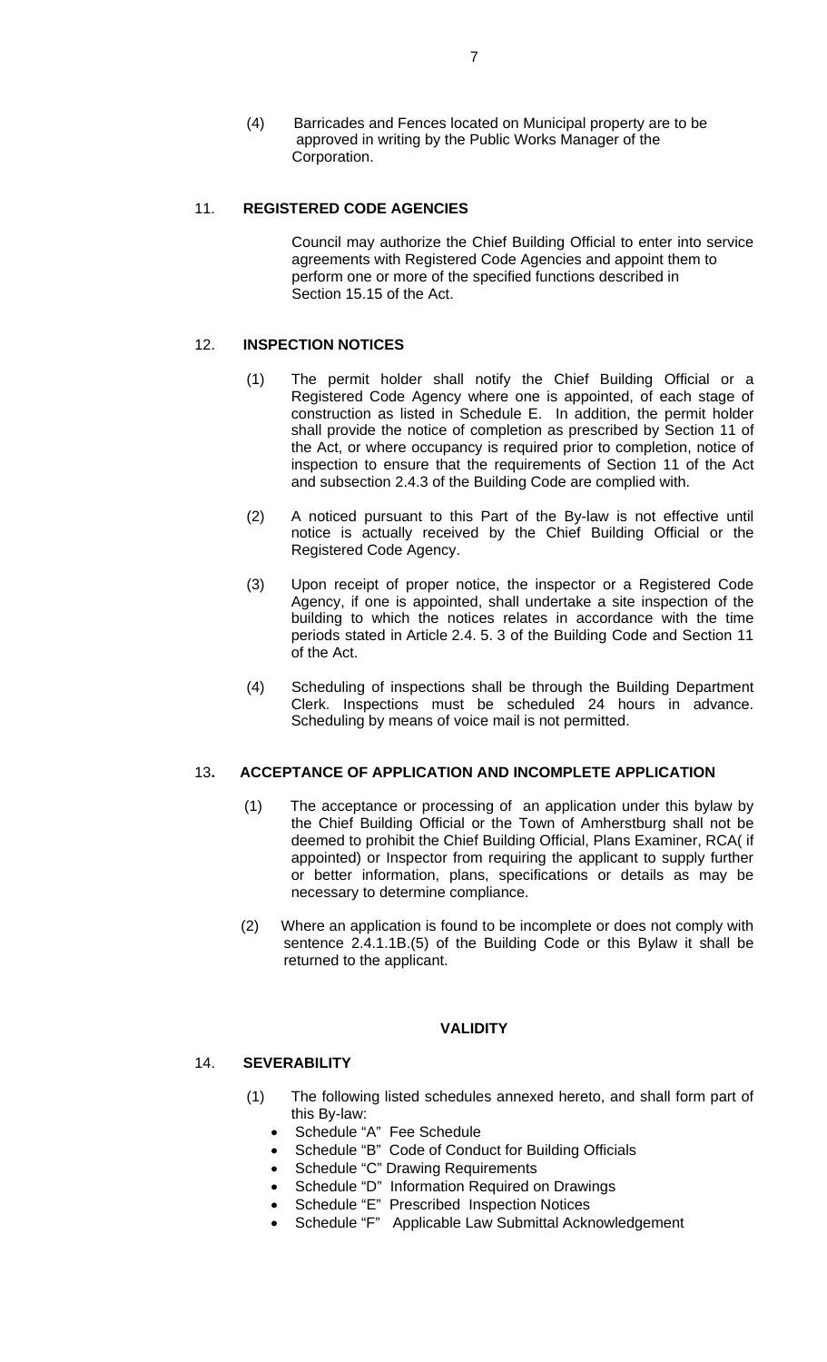(4) Barricades and Fences located on Municipal property are to be approved in writing by the Public Works Manager of the Corporation.

## 11. REGISTERED CODE AGENCIES

Council may authorize the Chief Building Official to enter into service agreements with Registered Code Agencies and appoint them to perform one or more of the specified functions described in Section 15.15 of the Act.

## 12. INSPECTION NOTICES

(1) The permit holder shall notify the Chief Building Official or a Registered Code Agency where one is appointed, of each stage of construction as listed in Schedule E. In addition, the permit holder shall provide the notice of completion as prescribed by Section 11 of the Act, or where occupancy is required prior to completion, notice of inspection to ensure that the requirements of Section 11 of the Act and subsection 2.4.3 of the Building Code are complied with.

(2) A noticed pursuant to this Part of the By-law is not effective until notice is actually received by the Chief Building Official or the Registered Code Agency.

(3) Upon receipt of proper notice, the inspector or a Registered Code Agency, if one is appointed, shall undertake a site inspection of the building to which the notices relates in accordance with the time periods stated in Article 2.4. 5. 3 of the Building Code and Section 11 of the Act.

(4) Scheduling of inspections shall be through the Building Department Clerk. Inspections must be scheduled 24 hours in advance. Scheduling by means of voice mail is not permitted.

## 13. ACCEPTANCE OF APPLICATION AND INCOMPLETE APPLICATION

(1) The acceptance or processing of an application under this bylaw by the Chief Building Official or the Town of Amherstburg shall not be deemed to prohibit the Chief Building Official, Plans Examiner, RCA( if appointed) or Inspector from requiring the applicant to supply further or better information, plans, specifications or details as may be necessary to determine compliance.

(2) Where an application is found to be incomplete or does not comply with sentence 2.4.1.1B.(5) of the Building Code or this Bylaw it shall be returned to the applicant.

# VALIDITY

## 14. SEVERABILITY

(1) The following listed schedules annexed hereto, and shall form part of this By-law:

- Schedule "A" Fee Schedule
- Schedule "B" Code of Conduct for Building Officials
- Schedule "C" Drawing Requirements
- Schedule "D" Information Required on Drawings
- Schedule "E" Prescribed Inspection Notices
- Schedule "F" Applicable Law Submittal Acknowledgement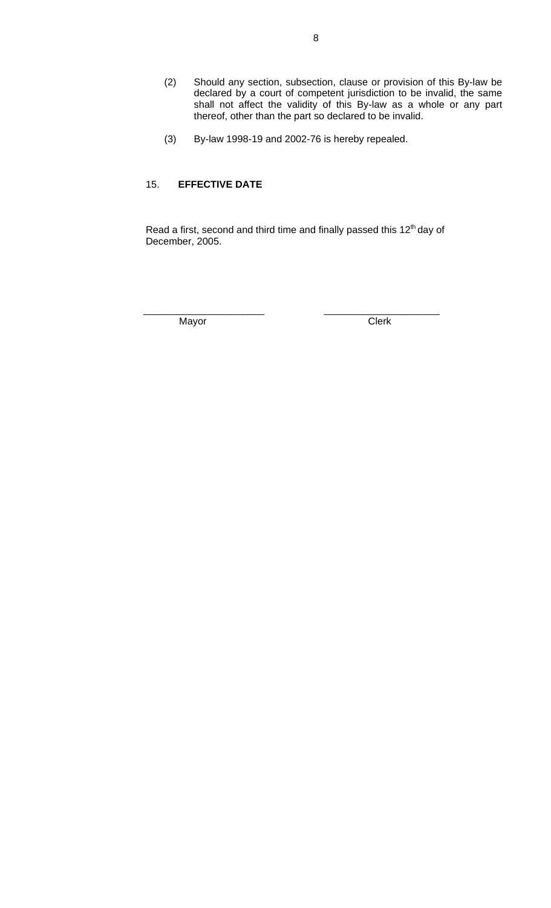(2) Should any section, subsection, clause or provision of this By-law be declared by a court of competent jurisdiction to be invalid, the same shall not affect the validity of this By-law as a whole or any part thereof, other than the part so declared to be invalid.

(3) By-law 1998-19 and 2002-76 is hereby repealed.

15. **EFFECTIVE DATE**

Read a first, second and third time and finally passed this 12th day of December, 2005.

\_\_\_\_\_\_\_\_\_\_\_\_\_\_\_\_\_\_\_\_\_\_ Mayor

\_\_\_\_\_\_\_\_\_\_\_\_\_\_\_\_\_\_\_\_\_\_ Clerk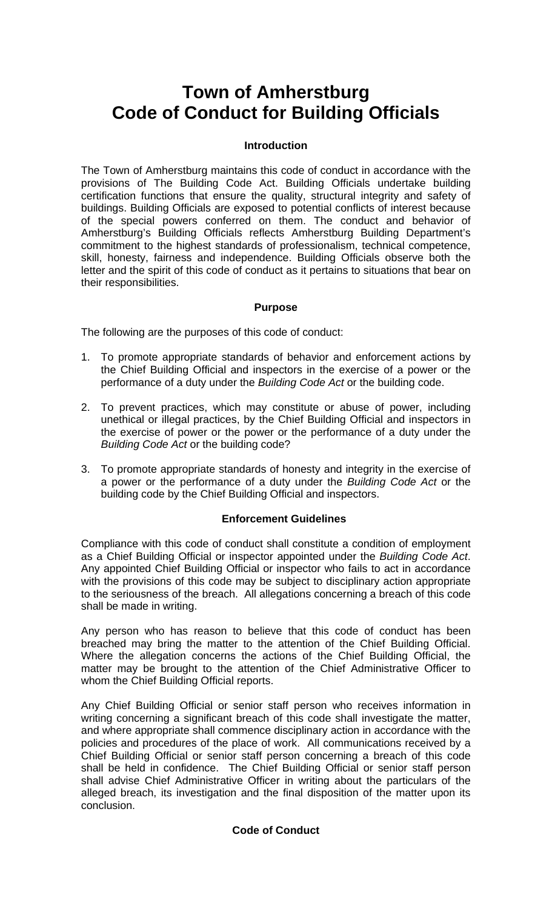# Town of Amherstburg
# Code of Conduct for Building Officials

### Introduction

The Town of Amherstburg maintains this code of conduct in accordance with the provisions of The Building Code Act. Building Officials undertake building certification functions that ensure the quality, structural integrity and safety of buildings. Building Officials are exposed to potential conflicts of interest because of the special powers conferred on them. The conduct and behavior of Amherstburg's Building Officials reflects Amherstburg Building Department's commitment to the highest standards of professionalism, technical competence, skill, honesty, fairness and independence. Building Officials observe both the letter and the spirit of this code of conduct as it pertains to situations that bear on their responsibilities.

### Purpose

The following are the purposes of this code of conduct:

1. To promote appropriate standards of behavior and enforcement actions by the Chief Building Official and inspectors in the exercise of a power or the performance of a duty under the *Building Code Act* or the building code.
2. To prevent practices, which may constitute or abuse of power, including unethical or illegal practices, by the Chief Building Official and inspectors in the exercise of power or the power or the performance of a duty under the *Building Code Act* or the building code?
3. To promote appropriate standards of honesty and integrity in the exercise of a power or the performance of a duty under the *Building Code Act* or the building code by the Chief Building Official and inspectors.

### Enforcement Guidelines

Compliance with this code of conduct shall constitute a condition of employment as a Chief Building Official or inspector appointed under the *Building Code Act*. Any appointed Chief Building Official or inspector who fails to act in accordance with the provisions of this code may be subject to disciplinary action appropriate to the seriousness of the breach. All allegations concerning a breach of this code shall be made in writing.

Any person who has reason to believe that this code of conduct has been breached may bring the matter to the attention of the Chief Building Official. Where the allegation concerns the actions of the Chief Building Official, the matter may be brought to the attention of the Chief Administrative Officer to whom the Chief Building Official reports.

Any Chief Building Official or senior staff person who receives information in writing concerning a significant breach of this code shall investigate the matter, and where appropriate shall commence disciplinary action in accordance with the policies and procedures of the place of work. All communications received by a Chief Building Official or senior staff person concerning a breach of this code shall be held in confidence. The Chief Building Official or senior staff person shall advise Chief Administrative Officer in writing about the particulars of the alleged breach, its investigation and the final disposition of the matter upon its conclusion.

### Code of Conduct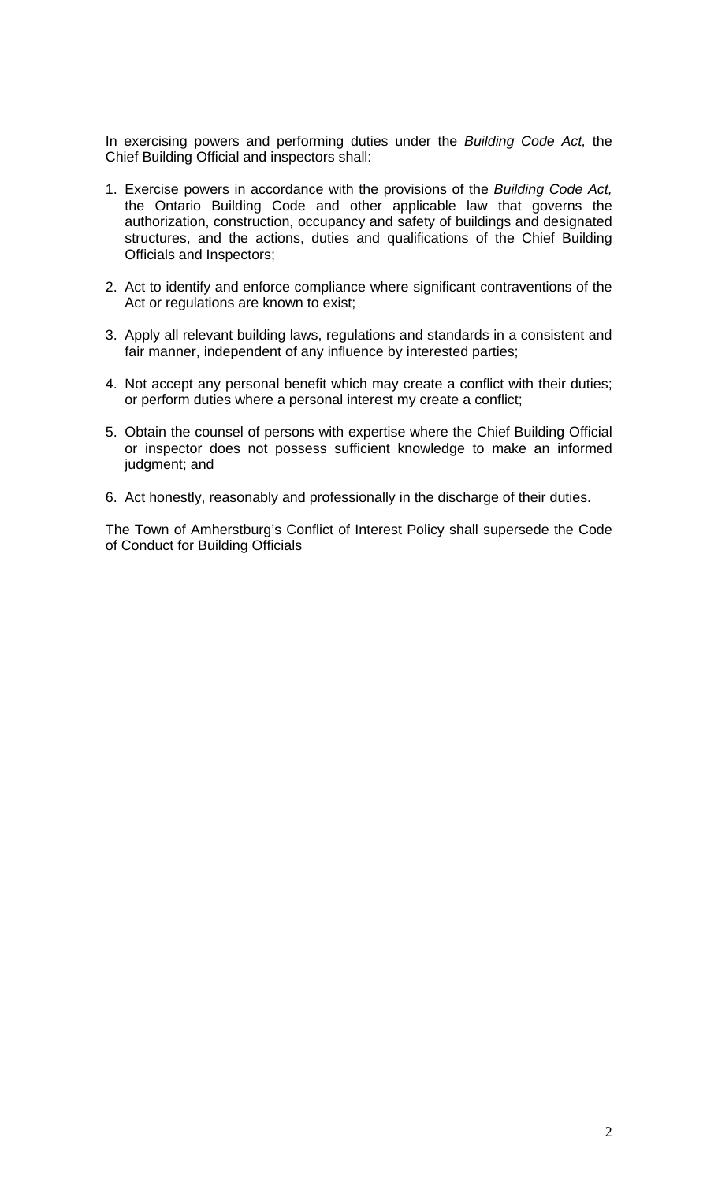In exercising powers and performing duties under the *Building Code Act,* the Chief Building Official and inspectors shall:

1. Exercise powers in accordance with the provisions of the *Building Code Act,* the Ontario Building Code and other applicable law that governs the authorization, construction, occupancy and safety of buildings and designated structures, and the actions, duties and qualifications of the Chief Building Officials and Inspectors;

2. Act to identify and enforce compliance where significant contraventions of the Act or regulations are known to exist;

3. Apply all relevant building laws, regulations and standards in a consistent and fair manner, independent of any influence by interested parties;

4. Not accept any personal benefit which may create a conflict with their duties; or perform duties where a personal interest my create a conflict;

5. Obtain the counsel of persons with expertise where the Chief Building Official or inspector does not possess sufficient knowledge to make an informed judgment; and

6. Act honestly, reasonably and professionally in the discharge of their duties.

The Town of Amherstburg's Conflict of Interest Policy shall supersede the Code of Conduct for Building Officials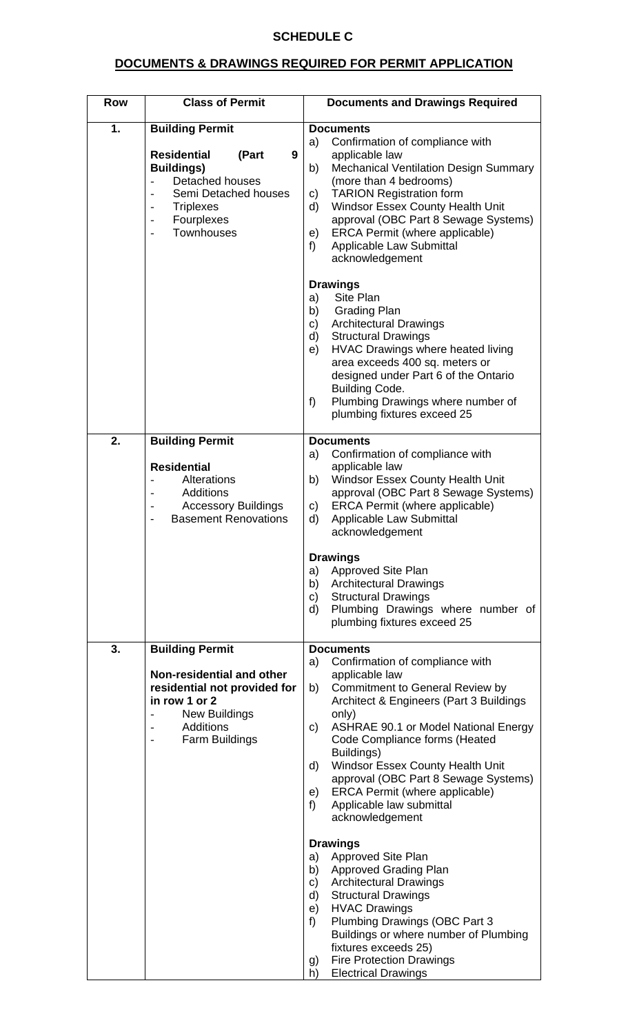# SCHEDULE C

## DOCUMENTS & DRAWINGS REQUIRED FOR PERMIT APPLICATION

| Row | Class of Permit | Documents and Drawings Required |
|---|---|---|
| 1. | **Building Permit**<br><br>**Residential (Part 9 Buildings)**<br>- Detached houses<br>- Semi Detached houses<br>- Triplexes<br>- Fourplexes<br>- Townhouses | **Documents**<br>a) Confirmation of compliance with applicable law<br>b) Mechanical Ventilation Design Summary (more than 4 bedrooms)<br>c) TARION Registration form<br>d) Windsor Essex County Health Unit approval (OBC Part 8 Sewage Systems)<br>e) ERCA Permit (where applicable)<br>f) Applicable Law Submittal acknowledgement<br><br>**Drawings**<br>a) Site Plan<br>b) Grading Plan<br>c) Architectural Drawings<br>d) Structural Drawings<br>e) HVAC Drawings where heated living area exceeds 400 sq. meters or designed under Part 6 of the Ontario Building Code.<br>f) Plumbing Drawings where number of plumbing fixtures exceed 25 |
| 2. | **Building Permit**<br><br>**Residential**<br>- Alterations<br>- Additions<br>- Accessory Buildings<br>- Basement Renovations | **Documents**<br>a) Confirmation of compliance with applicable law<br>b) Windsor Essex County Health Unit approval (OBC Part 8 Sewage Systems)<br>c) ERCA Permit (where applicable)<br>d) Applicable Law Submittal acknowledgement<br><br>**Drawings**<br>a) Approved Site Plan<br>b) Architectural Drawings<br>c) Structural Drawings<br>d) Plumbing Drawings where number of plumbing fixtures exceed 25 |
| 3. | **Building Permit**<br><br>**Non-residential and other residential not provided for in row 1 or 2**<br>- New Buildings<br>- Additions<br>- Farm Buildings | **Documents**<br>a) Confirmation of compliance with applicable law<br>b) Commitment to General Review by Architect & Engineers (Part 3 Buildings only)<br>c) ASHRAE 90.1 or Model National Energy Code Compliance forms (Heated Buildings)<br>d) Windsor Essex County Health Unit approval (OBC Part 8 Sewage Systems)<br>e) ERCA Permit (where applicable)<br>f) Applicable law submittal acknowledgement<br><br>**Drawings**<br>a) Approved Site Plan<br>b) Approved Grading Plan<br>c) Architectural Drawings<br>d) Structural Drawings<br>e) HVAC Drawings<br>f) Plumbing Drawings (OBC Part 3 Buildings or where number of Plumbing fixtures exceeds 25)<br>g) Fire Protection Drawings<br>h) Electrical Drawings |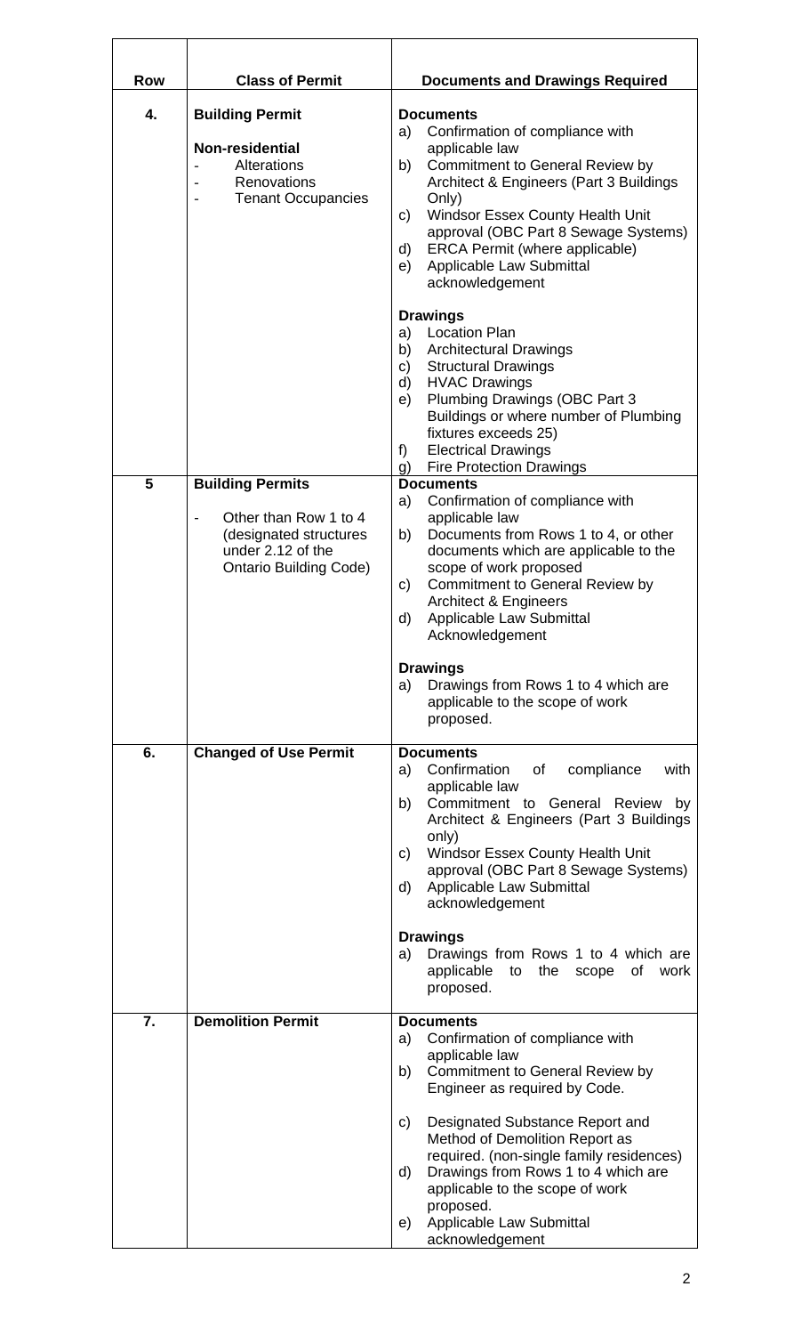| Row | Class of Permit | Documents and Drawings Required |
|---|---|---|
| 4. | **Building Permit**<br><br>**Non-residential**<br>- Alterations<br>- Renovations<br>- Tenant Occupancies | **Documents**<br>a) Confirmation of compliance with applicable law<br>b) Commitment to General Review by Architect & Engineers (Part 3 Buildings Only)<br>c) Windsor Essex County Health Unit approval (OBC Part 8 Sewage Systems)<br>d) ERCA Permit (where applicable)<br>e) Applicable Law Submittal acknowledgement<br><br>**Drawings**<br>a) Location Plan<br>b) Architectural Drawings<br>c) Structural Drawings<br>d) HVAC Drawings<br>e) Plumbing Drawings (OBC Part 3 Buildings or where number of Plumbing fixtures exceeds 25)<br>f) Electrical Drawings<br>g) Fire Protection Drawings |
| 5 | **Building Permits**<br><br>- Other than Row 1 to 4 (designated structures under 2.12 of the Ontario Building Code) | **Documents**<br>a) Confirmation of compliance with applicable law<br>b) Documents from Rows 1 to 4, or other documents which are applicable to the scope of work proposed<br>c) Commitment to General Review by Architect & Engineers<br>d) Applicable Law Submittal Acknowledgement<br><br>**Drawings**<br>a) Drawings from Rows 1 to 4 which are applicable to the scope of work proposed. |
| 6. | **Changed of Use Permit** | **Documents**<br>a) Confirmation of compliance with applicable law<br>b) Commitment to General Review by Architect & Engineers (Part 3 Buildings only)<br>c) Windsor Essex County Health Unit approval (OBC Part 8 Sewage Systems)<br>d) Applicable Law Submittal acknowledgement<br><br>**Drawings**<br>a) Drawings from Rows 1 to 4 which are applicable to the scope of work proposed. |
| 7. | **Demolition Permit** | **Documents**<br>a) Confirmation of compliance with applicable law<br>b) Commitment to General Review by Engineer as required by Code.<br><br>c) Designated Substance Report and Method of Demolition Report as required. (non-single family residences)<br>d) Drawings from Rows 1 to 4 which are applicable to the scope of work proposed.<br>e) Applicable Law Submittal acknowledgement |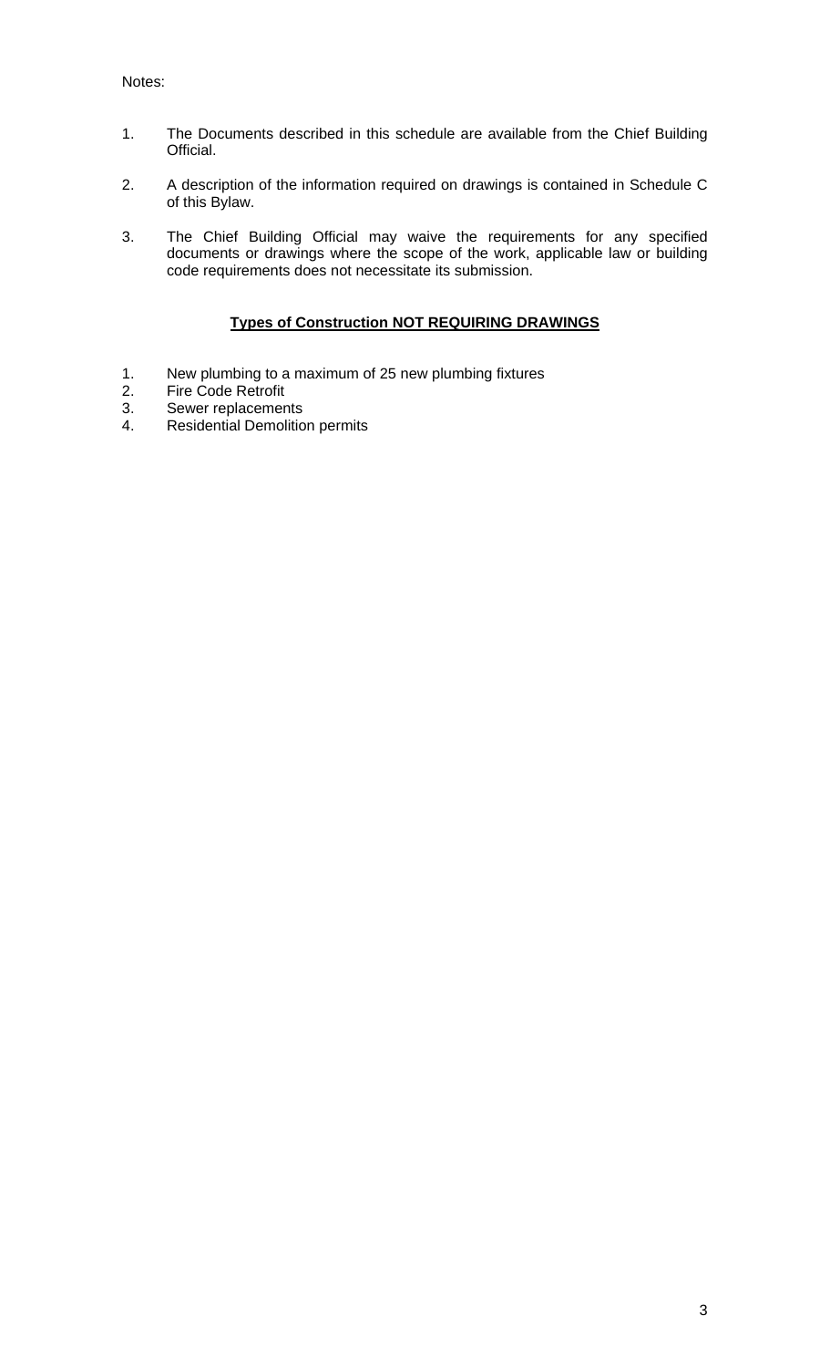Notes:

1. The Documents described in this schedule are available from the Chief Building Official.

2. A description of the information required on drawings is contained in Schedule C of this Bylaw.

3. The Chief Building Official may waive the requirements for any specified documents or drawings where the scope of the work, applicable law or building code requirements does not necessitate its submission.

**<u>Types of Construction NOT REQUIRING DRAWINGS</u>**

1. New plumbing to a maximum of 25 new plumbing fixtures
2. Fire Code Retrofit
3. Sewer replacements
4. Residential Demolition permits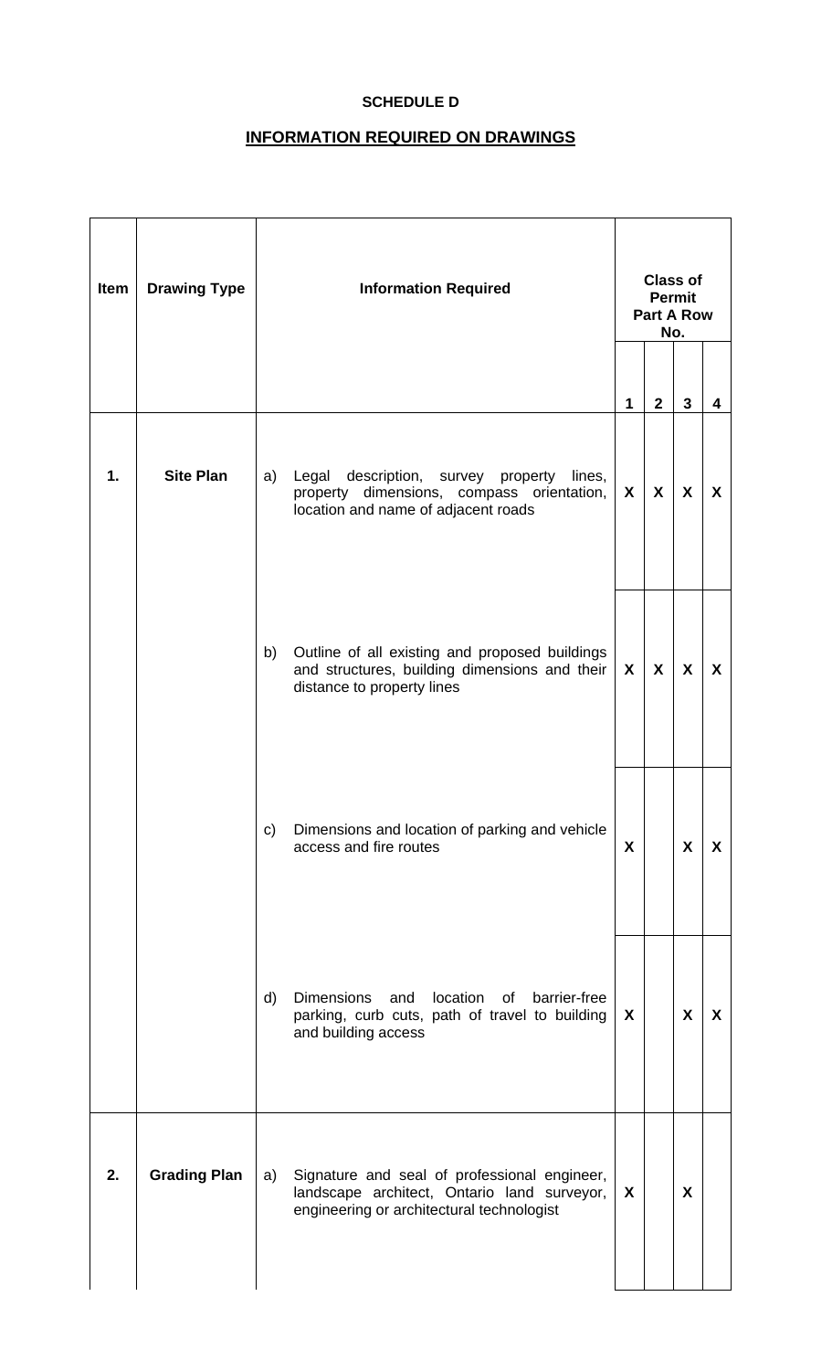**SCHEDULE D**

**INFORMATION REQUIRED ON DRAWINGS**

| Item | Drawing Type | Information Required | Class of Permit Part A Row No. | | | |
|---|---|---|---|---|---|---|
| | | | 1 | 2 | 3 | 4 |
| **1.** | **Site Plan** | a) Legal description, survey property lines, property dimensions, compass orientation, location and name of adjacent roads | **X** | **X** | **X** | **X** |
| | | b) Outline of all existing and proposed buildings and structures, building dimensions and their distance to property lines | **X** | **X** | **X** | **X** |
| | | c) Dimensions and location of parking and vehicle access and fire routes | **X** | | **X** | **X** |
| | | d) Dimensions and location of barrier-free parking, curb cuts, path of travel to building and building access | **X** | | **X** | **X** |
| **2.** | **Grading Plan** | a) Signature and seal of professional engineer, landscape architect, Ontario land surveyor, engineering or architectural technologist | **X** | | **X** | |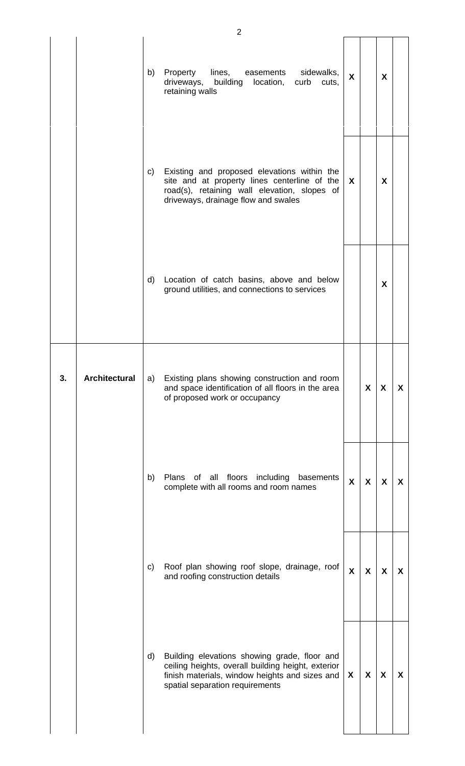| | | | | | | | |
|---|---|---|---|---|---|---|---|
| | | b) Property lines, easements sidewalks, driveways, building location, curb cuts, retaining walls | X | | X | |
| | | c) Existing and proposed elevations within the site and at property lines centerline of the road(s), retaining wall elevation, slopes of driveways, drainage flow and swales | X | | X | |
| | | d) Location of catch basins, above and below ground utilities, and connections to services | | | X | |
| **3.** | **Architectural** | a) Existing plans showing construction and room and space identification of all floors in the area of proposed work or occupancy | | X | X | X |
| | | b) Plans of all floors including basements complete with all rooms and room names | X | X | X | X |
| | | c) Roof plan showing roof slope, drainage, roof and roofing construction details | X | X | X | X |
| | | d) Building elevations showing grade, floor and ceiling heights, overall building height, exterior finish materials, window heights and sizes and spatial separation requirements | X | X | X | X |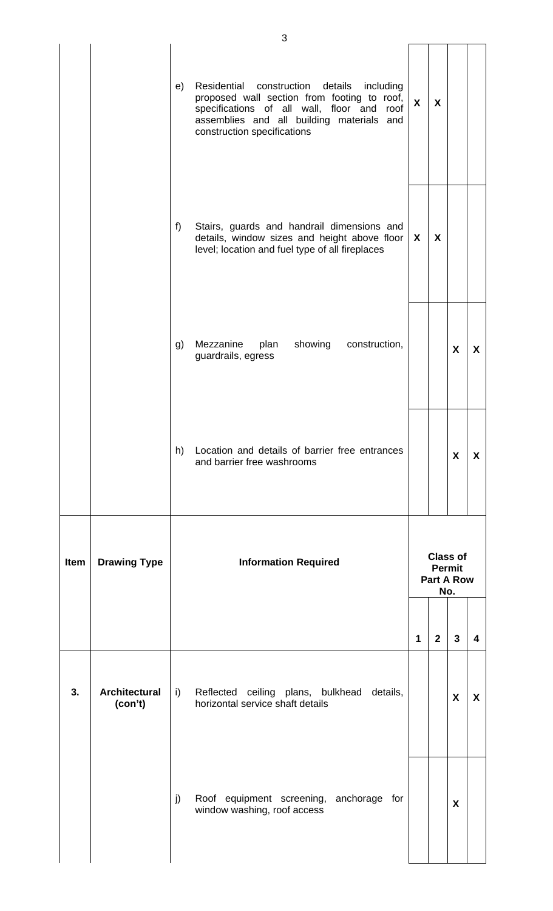| Item | Drawing Type | Information Required | Class of Permit Part A Row No. | | | |
|---|---|---|---|---|---|---|
| | | | 1 | 2 | 3 | 4 |
| | | e) Residential construction details including proposed wall section from footing to roof, specifications of all wall, floor and roof assemblies and all building materials and construction specifications | X | X | | |
| | | f) Stairs, guards and handrail dimensions and details, window sizes and height above floor level; location and fuel type of all fireplaces | X | X | | |
| | | g) Mezzanine plan showing construction, guardrails, egress | | | X | X |
| | | h) Location and details of barrier free entrances and barrier free washrooms | | | X | X |
| 3. | **Architectural (con't)** | i) Reflected ceiling plans, bulkhead details, horizontal service shaft details | | | X | X |
| | | j) Roof equipment screening, anchorage for window washing, roof access | | | X | |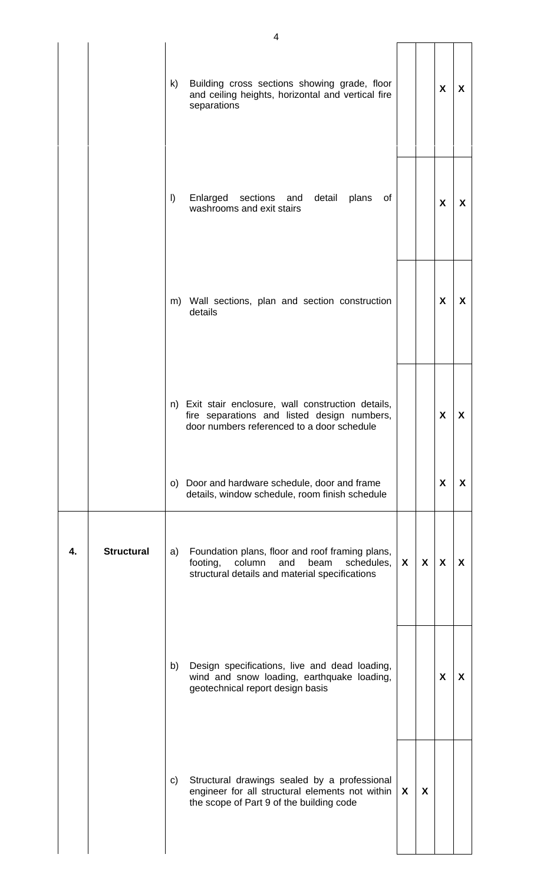|  |  |  |  |  |  |  |
|---|---|---|---|---|---|---|
|  |  | k) Building cross sections showing grade, floor and ceiling heights, horizontal and vertical fire separations |  |  | **X** | **X** |
|  |  | l) Enlarged sections and detail plans of washrooms and exit stairs |  |  | **X** | **X** |
|  |  | m) Wall sections, plan and section construction details |  |  | **X** | **X** |
|  |  | n) Exit stair enclosure, wall construction details, fire separations and listed design numbers, door numbers referenced to a door schedule |  |  | **X** | **X** |
|  |  | o) Door and hardware schedule, door and frame details, window schedule, room finish schedule |  |  | **X** | **X** |
| **4.** | **Structural** | a) Foundation plans, floor and roof framing plans, footing, column and beam schedules, structural details and material specifications | **X** | **X** | **X** | **X** |
|  |  | b) Design specifications, live and dead loading, wind and snow loading, earthquake loading, geotechnical report design basis |  |  | **X** | **X** |
|  |  | c) Structural drawings sealed by a professional engineer for all structural elements not within the scope of Part 9 of the building code | **X** | **X** |  |  |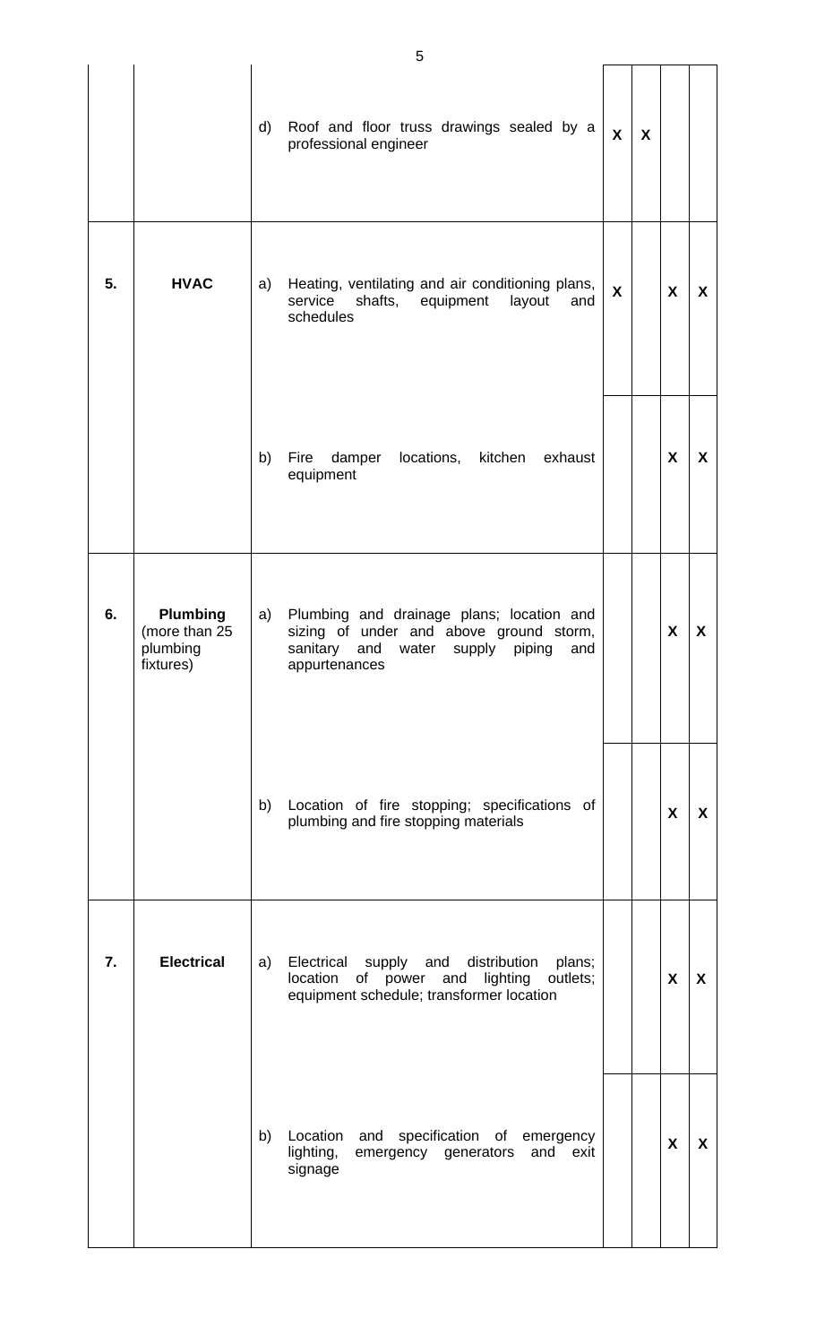| | | | | | | |
|---|---|---|---|---|---|---|
| | | d) Roof and floor truss drawings sealed by a professional engineer | **X** | **X** | | |
| **5.** | **HVAC** | a) Heating, ventilating and air conditioning plans, service shafts, equipment layout and schedules | **X** | | **X** | **X** |
| | | b) Fire damper locations, kitchen exhaust equipment | | | **X** | **X** |
| **6.** | **Plumbing** (more than 25 plumbing fixtures) | a) Plumbing and drainage plans; location and sizing of under and above ground storm, sanitary and water supply piping and appurtenances | | | **X** | **X** |
| | | b) Location of fire stopping; specifications of plumbing and fire stopping materials | | | **X** | **X** |
| **7.** | **Electrical** | a) Electrical supply and distribution plans; location of power and lighting outlets; equipment schedule; transformer location | | | **X** | **X** |
| | | b) Location and specification of emergency lighting, emergency generators and exit signage | | | **X** | **X** |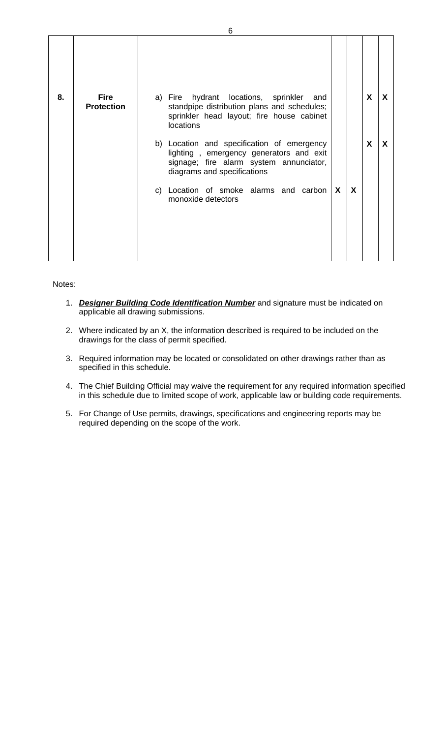| | | | | | | |
|---|---|---|---|---|---|---|
| **8.** | **Fire Protection** | a) Fire hydrant locations, sprinkler and standpipe distribution plans and schedules; sprinkler head layout; fire house cabinet locations | | | **X** | **X** |
| | | b) Location and specification of emergency lighting , emergency generators and exit signage; fire alarm system annunciator, diagrams and specifications | | | **X** | **X** |
| | | c) Location of smoke alarms and carbon monoxide detectors | **X** | **X** | | |

Notes:

1. ***Designer Building Code Identification Number*** and signature must be indicated on applicable all drawing submissions.

2. Where indicated by an X, the information described is required to be included on the drawings for the class of permit specified.

3. Required information may be located or consolidated on other drawings rather than as specified in this schedule.

4. The Chief Building Official may waive the requirement for any required information specified in this schedule due to limited scope of work, applicable law or building code requirements.

5. For Change of Use permits, drawings, specifications and engineering reports may be required depending on the scope of the work.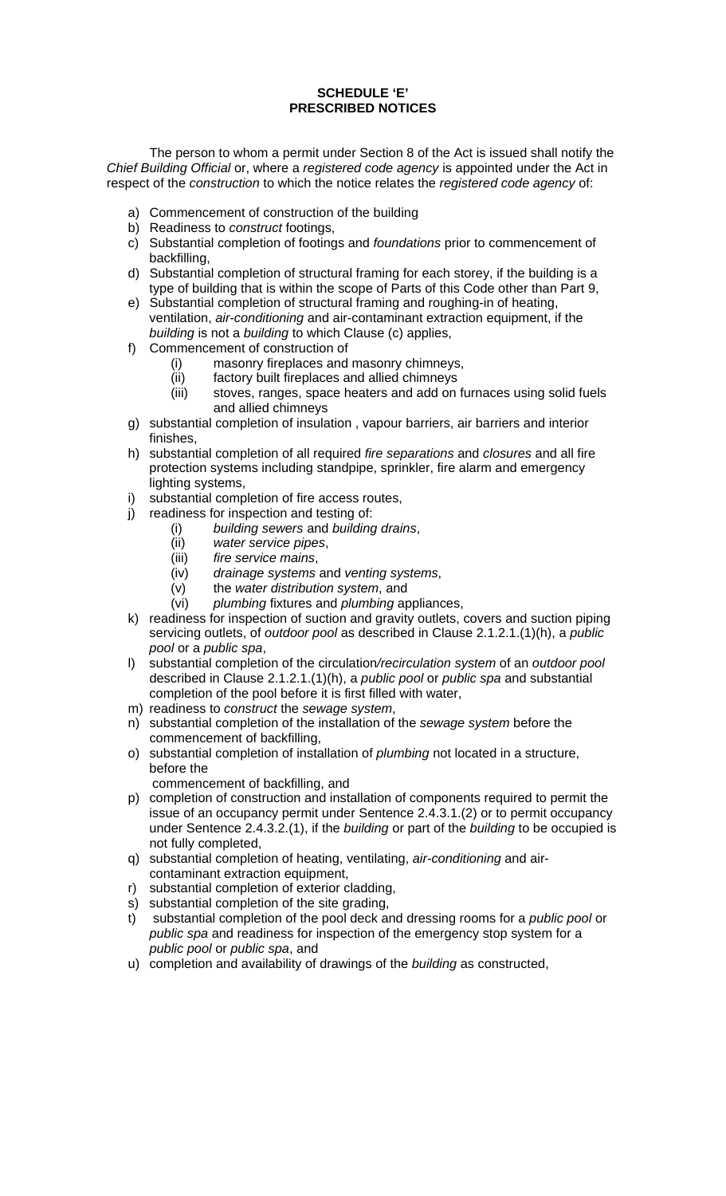**SCHEDULE 'E'**
**PRESCRIBED NOTICES**

The person to whom a permit under Section 8 of the Act is issued shall notify the *Chief Building Official* or, where a *registered code agency* is appointed under the Act in respect of the *construction* to which the notice relates the *registered code agency* of:

a) Commencement of construction of the building
b) Readiness to *construct* footings,
c) Substantial completion of footings and *foundations* prior to commencement of backfilling,
d) Substantial completion of structural framing for each storey, if the building is a type of building that is within the scope of Parts of this Code other than Part 9,
e) Substantial completion of structural framing and roughing-in of heating, ventilation, *air-conditioning* and air-contaminant extraction equipment, if the *building* is not a *building* to which Clause (c) applies,
f) Commencement of construction of
    (i) masonry fireplaces and masonry chimneys,
    (ii) factory built fireplaces and allied chimneys
    (iii) stoves, ranges, space heaters and add on furnaces using solid fuels and allied chimneys
g) substantial completion of insulation , vapour barriers, air barriers and interior finishes,
h) substantial completion of all required *fire separations* and *closures* and all fire protection systems including standpipe, sprinkler, fire alarm and emergency lighting systems,
i) substantial completion of fire access routes,
j) readiness for inspection and testing of:
    (i) *building sewers* and *building drains*,
    (ii) *water service pipes*,
    (iii) *fire service mains*,
    (iv) *drainage systems* and *venting systems*,
    (v) the *water distribution system*, and
    (vi) *plumbing* fixtures and *plumbing* appliances,
k) readiness for inspection of suction and gravity outlets, covers and suction piping servicing outlets, of *outdoor pool* as described in Clause 2.1.2.1.(1)(h), a *public pool* or a *public spa*,
l) substantial completion of the circulation*/recirculation system* of an *outdoor pool* described in Clause 2.1.2.1.(1)(h), a *public pool* or *public spa* and substantial completion of the pool before it is first filled with water,
m) readiness to *construct* the *sewage system*,
n) substantial completion of the installation of the *sewage system* before the commencement of backfilling,
o) substantial completion of installation of *plumbing* not located in a structure, before the
   commencement of backfilling, and
p) completion of construction and installation of components required to permit the issue of an occupancy permit under Sentence 2.4.3.1.(2) or to permit occupancy under Sentence 2.4.3.2.(1), if the *building* or part of the *building* to be occupied is not fully completed,
q) substantial completion of heating, ventilating, *air-conditioning* and air-contaminant extraction equipment,
r) substantial completion of exterior cladding,
s) substantial completion of the site grading,
t) substantial completion of the pool deck and dressing rooms for a *public pool* or *public spa* and readiness for inspection of the emergency stop system for a *public pool* or *public spa*, and
u) completion and availability of drawings of the *building* as constructed,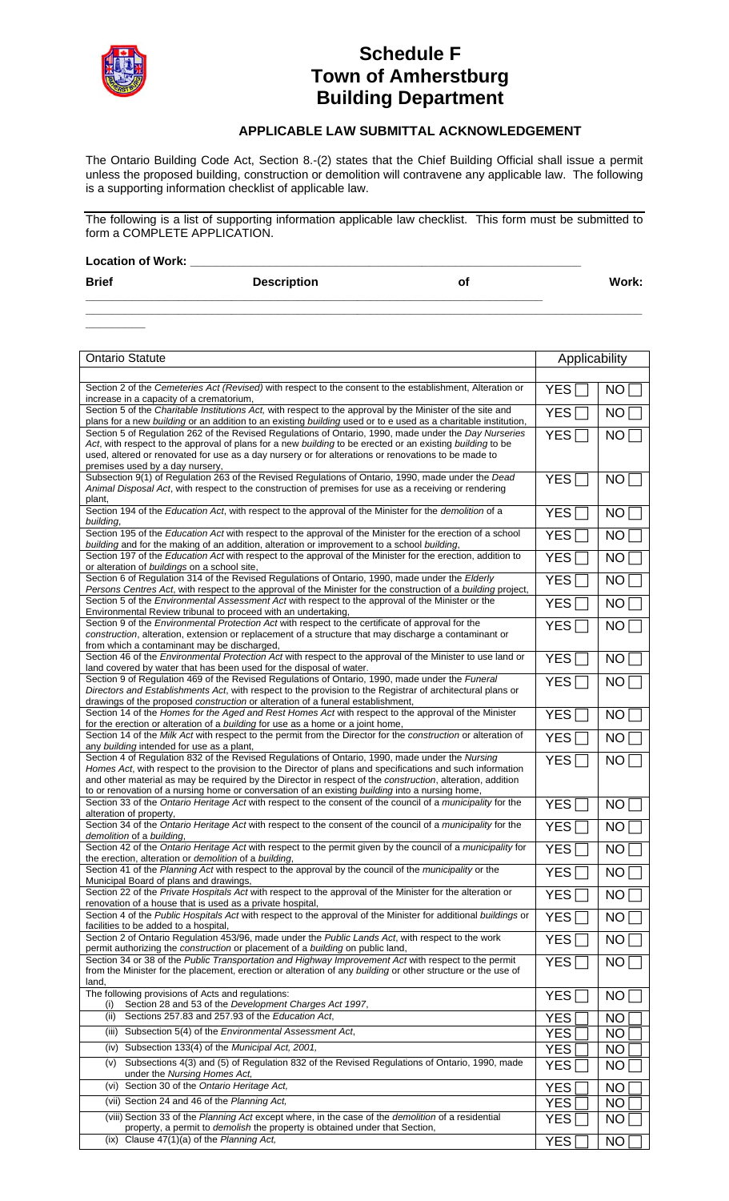# Schedule F
# Town of Amherstburg
# Building Department

## APPLICABLE LAW SUBMITTAL ACKNOWLEDGEMENT

The Ontario Building Code Act, Section 8.-(2) states that the Chief Building Official shall issue a permit unless the proposed building, construction or demolition will contravene any applicable law. The following is a supporting information checklist of applicable law.

The following is a list of supporting information applicable law checklist. This form must be submitted to form a COMPLETE APPLICATION.

**Location of Work:** ___________________________________________________________

**Brief Description of Work:** ___________________________________________________________

___________________________________________________________

| Ontario Statute | Applicability | |
|---|---|---|
| Section 2 of the *Cemeteries Act (Revised)* with respect to the consent to the establishment, Alteration or increase in a capacity of a crematorium, | YES ☐ | NO ☐ |
| Section 5 of the *Charitable Institutions Act,* with respect to the approval by the Minister of the site and plans for a new *building* or an addition to an existing *building* used or to e used as a charitable institution, | YES ☐ | NO ☐ |
| Section 5 of Regulation 262 of the Revised Regulations of Ontario, 1990, made under the *Day Nurseries Act*, with respect to the approval of plans for a new *building* to be erected or an existing *building* to be used, altered or renovated for use as a day nursery or for alterations or renovations to be made to premises used by a day nursery, | YES ☐ | NO ☐ |
| Subsection 9(1) of Regulation 263 of the Revised Regulations of Ontario, 1990, made under the *Dead Animal Disposal Act*, with respect to the construction of premises for use as a receiving or rendering plant, | YES ☐ | NO ☐ |
| Section 194 of the *Education Act*, with respect to the approval of the Minister for the *demolition* of a *building*, | YES ☐ | NO ☐ |
| Section 195 of the *Education Act* with respect to the approval of the Minister for the erection of a school *building* and for the making of an addition, alteration or improvement to a school *building*, | YES ☐ | NO ☐ |
| Section 197 of the *Education Act* with respect to the approval of the Minister for the erection, addition to or alteration of *buildings* on a school site, | YES ☐ | NO ☐ |
| Section 6 of Regulation 314 of the Revised Regulations of Ontario, 1990, made under the *Elderly Persons Centres Act*, with respect to the approval of the Minister for the construction of a *building* project, | YES ☐ | NO ☐ |
| Section 5 of the *Environmental Assessment Act* with respect to the approval of the Minister or the Environmental Review tribunal to proceed with an undertaking, | YES ☐ | NO ☐ |
| Section 9 of the *Environmental Protection Act* with respect to the certificate of approval for the *construction*, alteration, extension or replacement of a structure that may discharge a contaminant or from which a contaminant may be discharged, | YES ☐ | NO ☐ |
| Section 46 of the *Environmental Protection Act* with respect to the approval of the Minister to use land or land covered by water that has been used for the disposal of water. | YES ☐ | NO ☐ |
| Section 9 of Regulation 469 of the Revised Regulations of Ontario, 1990, made under the *Funeral Directors and Establishments Act*, with respect to the provision to the Registrar of architectural plans or drawings of the proposed *construction* or alteration of a funeral establishment, | YES ☐ | NO ☐ |
| Section 14 of the *Homes for the Aged and Rest Homes Act* with respect to the approval of the Minister for the erection or alteration of a *building* for use as a home or a joint home, | YES ☐ | NO ☐ |
| Section 14 of the *Milk Act* with respect to the permit from the Director for the *construction* or alteration of any *building* intended for use as a plant, | YES ☐ | NO ☐ |
| Section 4 of Regulation 832 of the Revised Regulations of Ontario, 1990, made under the *Nursing Homes Act*, with respect to the provision to the Director of plans and specifications and such information and other material as may be required by the Director in respect of the *construction*, alteration, addition to or renovation of a nursing home or conversation of an existing *building* into a nursing home, | YES ☐ | NO ☐ |
| Section 33 of the *Ontario Heritage Act* with respect to the consent of the council of a *municipality* for the alteration of property, | YES ☐ | NO ☐ |
| Section 34 of the *Ontario Heritage Act* with respect to the consent of the council of a *municipality* for the *demolition* of a *building*, | YES ☐ | NO ☐ |
| Section 42 of the *Ontario Heritage Act* with respect to the permit given by the council of a *municipality* for the erection, alteration or *demolition* of a *building*, | YES ☐ | NO ☐ |
| Section 41 of the *Planning Act* with respect to the approval by the council of the *municipality* or the Municipal Board of plans and drawings, | YES ☐ | NO ☐ |
| Section 22 of the *Private Hospitals Act* with respect to the approval of the Minister for the alteration or renovation of a house that is used as a private hospital, | YES ☐ | NO ☐ |
| Section 4 of the *Public Hospitals Act* with respect to the approval of the Minister for additional *buildings* or facilities to be added to a hospital, | YES ☐ | NO ☐ |
| Section 2 of Ontario Regulation 453/96, made under the *Public Lands Act*, with respect to the work permit authorizing the *construction* or placement of a *building* on public land, | YES ☐ | NO ☐ |
| Section 34 or 38 of the *Public Transportation and Highway Improvement Act* with respect to the permit from the Minister for the placement, erection or alteration of any *building* or other structure or the use of land, | YES ☐ | NO ☐ |
| The following provisions of Acts and regulations:<br>(i) Section 28 and 53 of the *Development Charges Act 1997*, | YES ☐ | NO ☐ |
| (ii) Sections 257.83 and 257.93 of the *Education Act*, | YES ☐ | NO ☐ |
| (iii) Subsection 5(4) of the *Environmental Assessment Act*, | YES ☐ | NO ☐ |
| (iv) Subsection 133(4) of the *Municipal Act, 2001,* | YES ☐ | NO ☐ |
| (v) Subsections 4(3) and (5) of Regulation 832 of the Revised Regulations of Ontario, 1990, made under the *Nursing Homes Act,* | YES ☐ | NO ☐ |
| (vi) Section 30 of the *Ontario Heritage Act,* | YES ☐ | NO ☐ |
| (vii) Section 24 and 46 of the *Planning Act,* | YES ☐ | NO ☐ |
| (viii) Section 33 of the *Planning Act* except where, in the case of the *demolition* of a residential property, a permit to *demolish* the property is obtained under that Section, | YES ☐ | NO ☐ |
| (ix) Clause 47(1)(a) of the *Planning Act,* | YES ☐ | NO ☐ |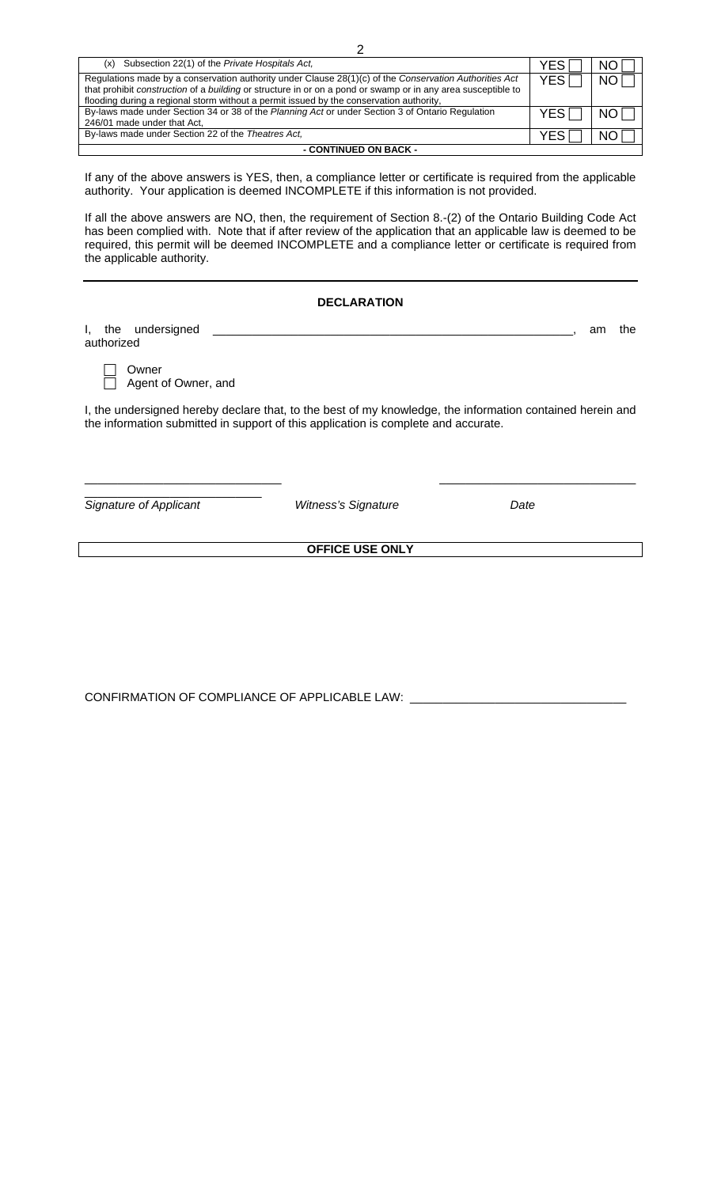| | | |
|---|---|---|
| (x) Subsection 22(1) of the *Private Hospitals Act,* | YES ☐ | NO ☐ |
| Regulations made by a conservation authority under Clause 28(1)(c) of the *Conservation Authorities Act* that prohibit *construction* of a *building* or structure in or on a pond or swamp or in any area susceptible to flooding during a regional storm without a permit issued by the conservation authority, | YES ☐ | NO ☐ |
| By-laws made under Section 34 or 38 of the *Planning Act* or under Section 3 of Ontario Regulation 246/01 made under that Act, | YES ☐ | NO ☐ |
| By-laws made under Section 22 of the *Theatres Act,* | YES ☐ | NO ☐ |
| **- CONTINUED ON BACK -** | | |

If any of the above answers is YES, then, a compliance letter or certificate is required from the applicable authority. Your application is deemed INCOMPLETE if this information is not provided.

If all the above answers are NO, then, the requirement of Section 8.-(2) of the Ontario Building Code Act has been complied with. Note that if after review of the application that an applicable law is deemed to be required, this permit will be deemed INCOMPLETE and a compliance letter or certificate is required from the applicable authority.

## DECLARATION

I, the undersigned \_\_\_\_\_\_\_\_\_\_\_\_\_\_\_\_\_\_\_\_\_\_\_\_\_\_\_\_\_\_\_\_\_\_\_\_\_\_\_\_\_\_\_\_\_\_\_\_, am the authorized

☐ Owner
☐ Agent of Owner, and

I, the undersigned hereby declare that, to the best of my knowledge, the information contained herein and the information submitted in support of this application is complete and accurate.

\_\_\_\_\_\_\_\_\_\_\_\_\_\_\_\_\_\_\_\_\_\_\_\_ \_\_\_\_\_\_\_\_\_\_\_\_\_\_\_\_\_\_\_\_\_\_\_\_ \_\_\_\_\_\_\_\_\_\_\_\_\_\_\_\_\_\_\_\_\_\_\_\_

*Signature of Applicant* *Witness's Signature* *Date*

**OFFICE USE ONLY**

CONFIRMATION OF COMPLIANCE OF APPLICABLE LAW: \_\_\_\_\_\_\_\_\_\_\_\_\_\_\_\_\_\_\_\_\_\_\_\_\_\_\_\_\_\_